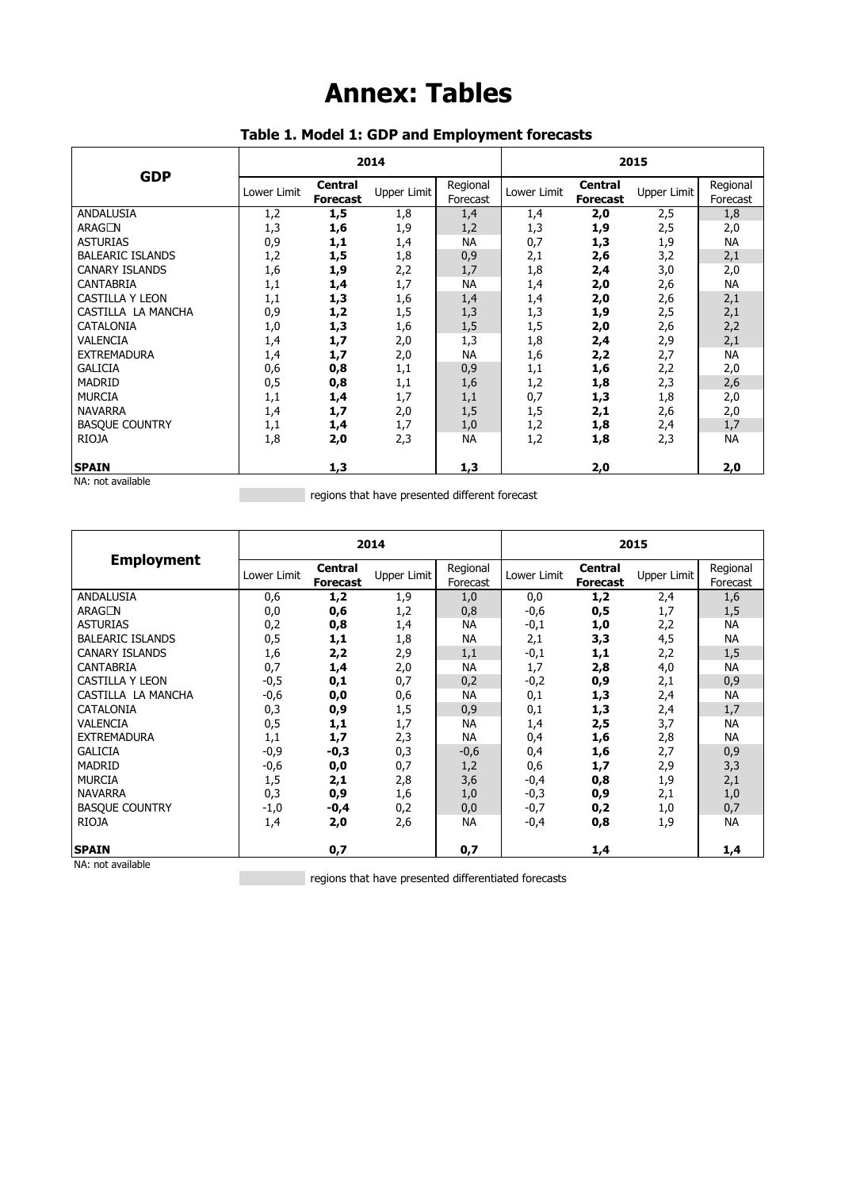# Annex: Tables

### Table 1. Model 1: GDP and Employment forecasts

| GDP | 2014 | | | | 2015 | | | |
|---|---|---|---|---|---|---|---|---|
| | Lower Limit | **Central Forecast** | Upper Limit | Regional Forecast | Lower Limit | **Central Forecast** | Upper Limit | Regional Forecast |
| ANDALUSIA | 1,2 | **1,5** | 1,8 | 1,4 | 1,4 | **2,0** | 2,5 | 1,8 |
| ARAGÓN | 1,3 | **1,6** | 1,9 | 1,2 | 1,3 | **1,9** | 2,5 | 2,0 |
| ASTURIAS | 0,9 | **1,1** | 1,4 | NA | 0,7 | **1,3** | 1,9 | NA |
| BALEARIC ISLANDS | 1,2 | **1,5** | 1,8 | 0,9 | 2,1 | **2,6** | 3,2 | 2,1 |
| CANARY ISLANDS | 1,6 | **1,9** | 2,2 | 1,7 | 1,8 | **2,4** | 3,0 | 2,0 |
| CANTABRIA | 1,1 | **1,4** | 1,7 | NA | 1,4 | **2,0** | 2,6 | NA |
| CASTILLA Y LEON | 1,1 | **1,3** | 1,6 | 1,4 | 1,4 | **2,0** | 2,6 | 2,1 |
| CASTILLA LA MANCHA | 0,9 | **1,2** | 1,5 | 1,3 | 1,3 | **1,9** | 2,5 | 2,1 |
| CATALONIA | 1,0 | **1,3** | 1,6 | 1,5 | 1,5 | **2,0** | 2,6 | 2,2 |
| VALENCIA | 1,4 | **1,7** | 2,0 | 1,3 | 1,8 | **2,4** | 2,9 | 2,1 |
| EXTREMADURA | 1,4 | **1,7** | 2,0 | NA | 1,6 | **2,2** | 2,7 | NA |
| GALICIA | 0,6 | **0,8** | 1,1 | 0,9 | 1,1 | **1,6** | 2,2 | 2,0 |
| MADRID | 0,5 | **0,8** | 1,1 | 1,6 | 1,2 | **1,8** | 2,3 | 2,6 |
| MURCIA | 1,1 | **1,4** | 1,7 | 1,1 | 0,7 | **1,3** | 1,8 | 2,0 |
| NAVARRA | 1,4 | **1,7** | 2,0 | 1,5 | 1,5 | **2,1** | 2,6 | 2,0 |
| BASQUE COUNTRY | 1,1 | **1,4** | 1,7 | 1,0 | 1,2 | **1,8** | 2,4 | 1,7 |
| RIOJA | 1,8 | **2,0** | 2,3 | NA | 1,2 | **1,8** | 2,3 | NA |
| **SPAIN** | | **1,3** | | **1,3** | | **2,0** | | **2,0** |

NA: not available

(shaded) regions that have presented different forecast

| Employment | 2014 | | | | 2015 | | | |
|---|---|---|---|---|---|---|---|---|
| | Lower Limit | **Central Forecast** | Upper Limit | Regional Forecast | Lower Limit | **Central Forecast** | Upper Limit | Regional Forecast |
| ANDALUSIA | 0,6 | **1,2** | 1,9 | 1,0 | 0,0 | **1,2** | 2,4 | 1,6 |
| ARAGÓN | 0,0 | **0,6** | 1,2 | 0,8 | -0,6 | **0,5** | 1,7 | 1,5 |
| ASTURIAS | 0,2 | **0,8** | 1,4 | NA | -0,1 | **1,0** | 2,2 | NA |
| BALEARIC ISLANDS | 0,5 | **1,1** | 1,8 | NA | 2,1 | **3,3** | 4,5 | NA |
| CANARY ISLANDS | 1,6 | **2,2** | 2,9 | 1,1 | -0,1 | **1,1** | 2,2 | 1,5 |
| CANTABRIA | 0,7 | **1,4** | 2,0 | NA | 1,7 | **2,8** | 4,0 | NA |
| CASTILLA Y LEON | -0,5 | **0,1** | 0,7 | 0,2 | -0,2 | **0,9** | 2,1 | 0,9 |
| CASTILLA LA MANCHA | -0,6 | **0,0** | 0,6 | NA | 0,1 | **1,3** | 2,4 | NA |
| CATALONIA | 0,3 | **0,9** | 1,5 | 0,9 | 0,1 | **1,3** | 2,4 | 1,7 |
| VALENCIA | 0,5 | **1,1** | 1,7 | NA | 1,4 | **2,5** | 3,7 | NA |
| EXTREMADURA | 1,1 | **1,7** | 2,3 | NA | 0,4 | **1,6** | 2,8 | NA |
| GALICIA | -0,9 | **-0,3** | 0,3 | -0,6 | 0,4 | **1,6** | 2,7 | 0,9 |
| MADRID | -0,6 | **0,0** | 0,7 | 1,2 | 0,6 | **1,7** | 2,9 | 3,3 |
| MURCIA | 1,5 | **2,1** | 2,8 | 3,6 | -0,4 | **0,8** | 1,9 | 2,1 |
| NAVARRA | 0,3 | **0,9** | 1,6 | 1,0 | -0,3 | **0,9** | 2,1 | 1,0 |
| BASQUE COUNTRY | -1,0 | **-0,4** | 0,2 | 0,0 | -0,7 | **0,2** | 1,0 | 0,7 |
| RIOJA | 1,4 | **2,0** | 2,6 | NA | -0,4 | **0,8** | 1,9 | NA |
| **SPAIN** | | **0,7** | | **0,7** | | **1,4** | | **1,4** |

NA: not available

(shaded) regions that have presented differentiated forecasts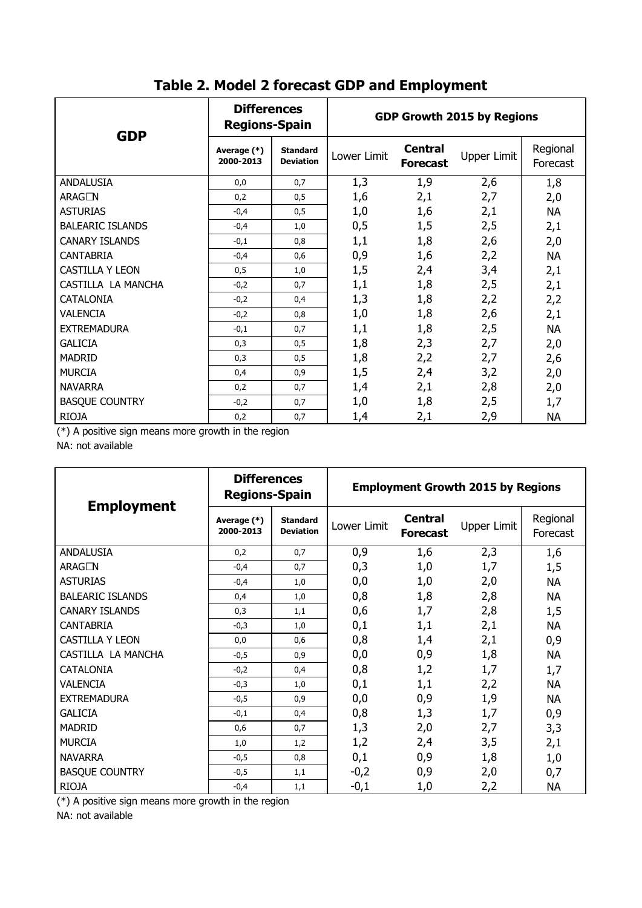# Table 2. Model 2 forecast GDP and Employment

| GDP | Differences Regions-Spain | | GDP Growth 2015 by Regions | | | |
|---|---|---|---|---|---|---|
| | Average (*) 2000-2013 | Standard Deviation | Lower Limit | Central Forecast | Upper Limit | Regional Forecast |
| ANDALUSIA | 0,0 | 0,7 | 1,3 | 1,9 | 2,6 | 1,8 |
| ARAG□N | 0,2 | 0,5 | 1,6 | 2,1 | 2,7 | 2,0 |
| ASTURIAS | -0,4 | 0,5 | 1,0 | 1,6 | 2,1 | NA |
| BALEARIC ISLANDS | -0,4 | 1,0 | 0,5 | 1,5 | 2,5 | 2,1 |
| CANARY ISLANDS | -0,1 | 0,8 | 1,1 | 1,8 | 2,6 | 2,0 |
| CANTABRIA | -0,4 | 0,6 | 0,9 | 1,6 | 2,2 | NA |
| CASTILLA Y LEON | 0,5 | 1,0 | 1,5 | 2,4 | 3,4 | 2,1 |
| CASTILLA LA MANCHA | -0,2 | 0,7 | 1,1 | 1,8 | 2,5 | 2,1 |
| CATALONIA | -0,2 | 0,4 | 1,3 | 1,8 | 2,2 | 2,2 |
| VALENCIA | -0,2 | 0,8 | 1,0 | 1,8 | 2,6 | 2,1 |
| EXTREMADURA | -0,1 | 0,7 | 1,1 | 1,8 | 2,5 | NA |
| GALICIA | 0,3 | 0,5 | 1,8 | 2,3 | 2,7 | 2,0 |
| MADRID | 0,3 | 0,5 | 1,8 | 2,2 | 2,7 | 2,6 |
| MURCIA | 0,4 | 0,9 | 1,5 | 2,4 | 3,2 | 2,0 |
| NAVARRA | 0,2 | 0,7 | 1,4 | 2,1 | 2,8 | 2,0 |
| BASQUE COUNTRY | -0,2 | 0,7 | 1,0 | 1,8 | 2,5 | 1,7 |
| RIOJA | 0,2 | 0,7 | 1,4 | 2,1 | 2,9 | NA |

(*) A positive sign means more growth in the region
NA: not available

| Employment | Differences Regions-Spain | | Employment Growth 2015 by Regions | | | |
|---|---|---|---|---|---|---|
| | Average (*) 2000-2013 | Standard Deviation | Lower Limit | Central Forecast | Upper Limit | Regional Forecast |
| ANDALUSIA | 0,2 | 0,7 | 0,9 | 1,6 | 2,3 | 1,6 |
| ARAG□N | -0,4 | 0,7 | 0,3 | 1,0 | 1,7 | 1,5 |
| ASTURIAS | -0,4 | 1,0 | 0,0 | 1,0 | 2,0 | NA |
| BALEARIC ISLANDS | 0,4 | 1,0 | 0,8 | 1,8 | 2,8 | NA |
| CANARY ISLANDS | 0,3 | 1,1 | 0,6 | 1,7 | 2,8 | 1,5 |
| CANTABRIA | -0,3 | 1,0 | 0,1 | 1,1 | 2,1 | NA |
| CASTILLA Y LEON | 0,0 | 0,6 | 0,8 | 1,4 | 2,1 | 0,9 |
| CASTILLA LA MANCHA | -0,5 | 0,9 | 0,0 | 0,9 | 1,8 | NA |
| CATALONIA | -0,2 | 0,4 | 0,8 | 1,2 | 1,7 | 1,7 |
| VALENCIA | -0,3 | 1,0 | 0,1 | 1,1 | 2,2 | NA |
| EXTREMADURA | -0,5 | 0,9 | 0,0 | 0,9 | 1,9 | NA |
| GALICIA | -0,1 | 0,4 | 0,8 | 1,3 | 1,7 | 0,9 |
| MADRID | 0,6 | 0,7 | 1,3 | 2,0 | 2,7 | 3,3 |
| MURCIA | 1,0 | 1,2 | 1,2 | 2,4 | 3,5 | 2,1 |
| NAVARRA | -0,5 | 0,8 | 0,1 | 0,9 | 1,8 | 1,0 |
| BASQUE COUNTRY | -0,5 | 1,1 | -0,2 | 0,9 | 2,0 | 0,7 |
| RIOJA | -0,4 | 1,1 | -0,1 | 1,0 | 2,2 | NA |

(*) A positive sign means more growth in the region
NA: not available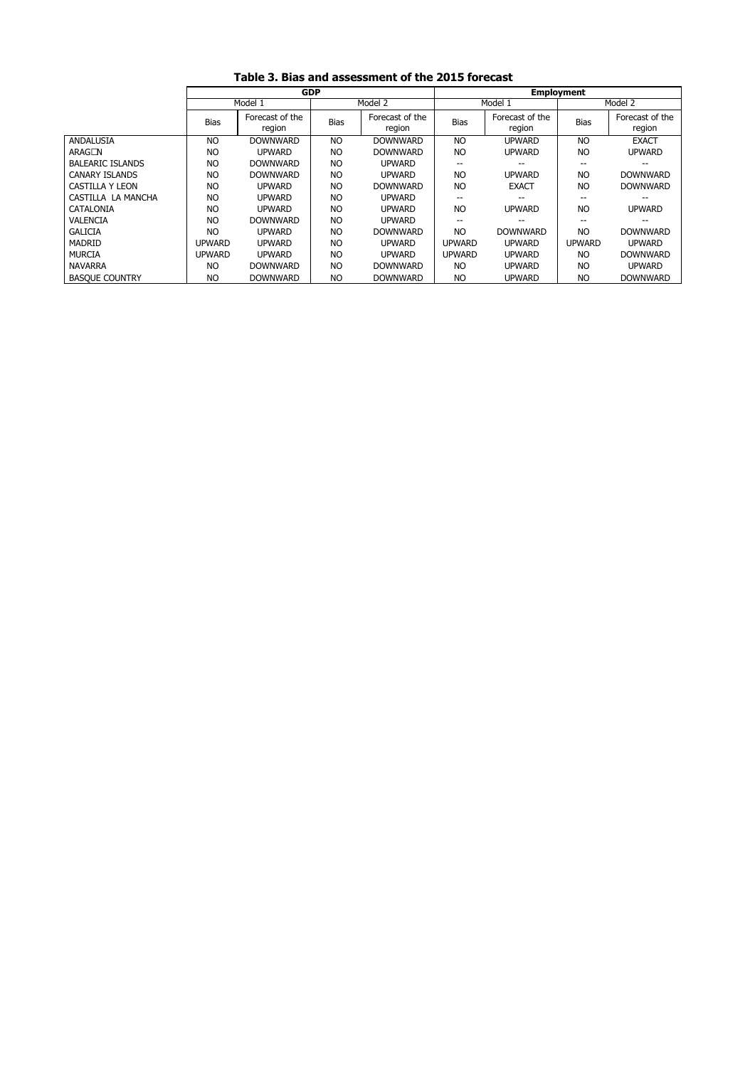**Table 3. Bias and assessment of the 2015 forecast**

| | GDP | | | | Employment | | | |
|---|---|---|---|---|---|---|---|---|
| | Model 1 | | Model 2 | | Model 1 | | Model 2 | |
| | Bias | Forecast of the region | Bias | Forecast of the region | Bias | Forecast of the region | Bias | Forecast of the region |
| ANDALUSIA | NO | DOWNWARD | NO | DOWNWARD | NO | UPWARD | NO | EXACT |
| ARAG□N | NO | UPWARD | NO | DOWNWARD | NO | UPWARD | NO | UPWARD |
| BALEARIC ISLANDS | NO | DOWNWARD | NO | UPWARD | -- | -- | -- | -- |
| CANARY ISLANDS | NO | DOWNWARD | NO | UPWARD | NO | UPWARD | NO | DOWNWARD |
| CASTILLA Y LEON | NO | UPWARD | NO | DOWNWARD | NO | EXACT | NO | DOWNWARD |
| CASTILLA LA MANCHA | NO | UPWARD | NO | UPWARD | -- | -- | -- | -- |
| CATALONIA | NO | UPWARD | NO | UPWARD | NO | UPWARD | NO | UPWARD |
| VALENCIA | NO | DOWNWARD | NO | UPWARD | -- | -- | -- | -- |
| GALICIA | NO | UPWARD | NO | DOWNWARD | NO | DOWNWARD | NO | DOWNWARD |
| MADRID | UPWARD | UPWARD | NO | UPWARD | UPWARD | UPWARD | UPWARD | UPWARD |
| MURCIA | UPWARD | UPWARD | NO | UPWARD | UPWARD | UPWARD | NO | DOWNWARD |
| NAVARRA | NO | DOWNWARD | NO | DOWNWARD | NO | UPWARD | NO | UPWARD |
| BASQUE COUNTRY | NO | DOWNWARD | NO | DOWNWARD | NO | UPWARD | NO | DOWNWARD |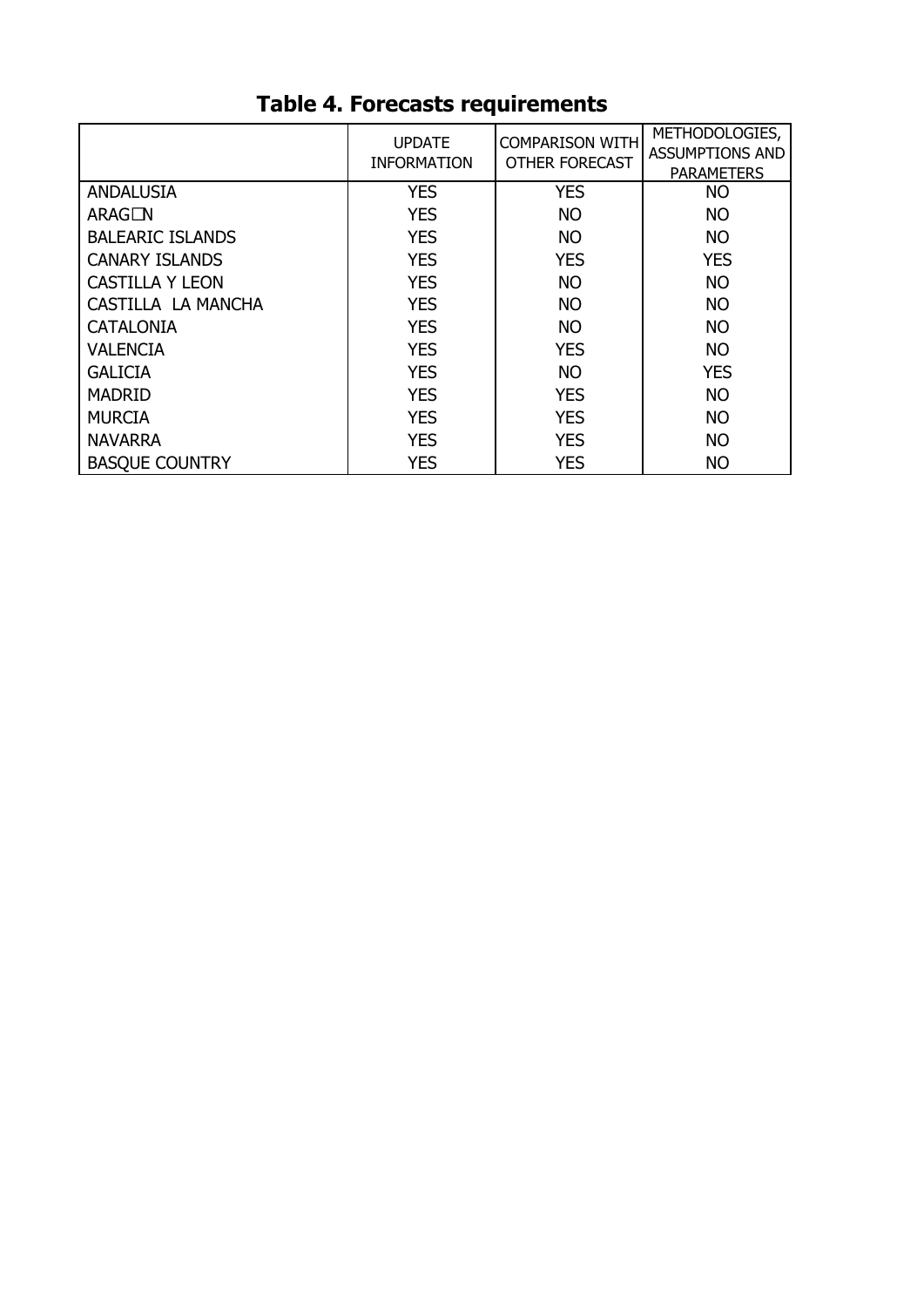# Table 4. Forecasts requirements

| | UPDATE INFORMATION | COMPARISON WITH OTHER FORECAST | METHODOLOGIES, ASSUMPTIONS AND PARAMETERS |
|---|---|---|---|
| ANDALUSIA | YES | YES | NO |
| ARAG□N | YES | NO | NO |
| BALEARIC ISLANDS | YES | NO | NO |
| CANARY ISLANDS | YES | YES | YES |
| CASTILLA Y LEON | YES | NO | NO |
| CASTILLA LA MANCHA | YES | NO | NO |
| CATALONIA | YES | NO | NO |
| VALENCIA | YES | YES | NO |
| GALICIA | YES | NO | YES |
| MADRID | YES | YES | NO |
| MURCIA | YES | YES | NO |
| NAVARRA | YES | YES | NO |
| BASQUE COUNTRY | YES | YES | NO |